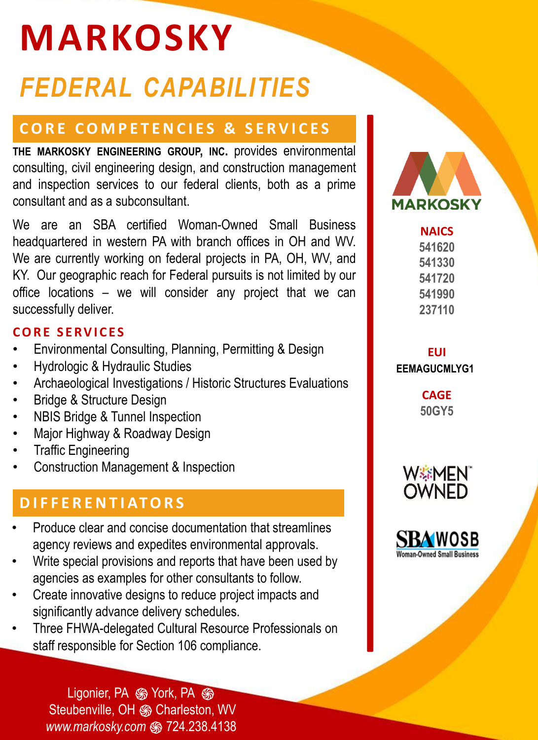# MARKOSKY

## *FEDERAL CAPABILITIES*

## CORE COMPETENCIES & SERVICES

**THE MARKOSKY ENGINEERING GROUP, INC.** provides environmental consulting, civil engineering design, and construction management and inspection services to our federal clients, both as a prime consultant and as a subconsultant.

We are an SBA certified Woman-Owned Small Business headquartered in western PA with branch offices in OH and WV. We are currently working on federal projects in PA, OH, WV, and KY. Our geographic reach for Federal pursuits is not limited by our office locations – we will consider any project that we can successfully deliver.

### CORE SERVICES

- Environmental Consulting, Planning, Permitting & Design
- Hydrologic & Hydraulic Studies
- Archaeological Investigations / Historic Structures Evaluations
- Bridge & Structure Design
- NBIS Bridge & Tunnel Inspection
- Major Highway & Roadway Design
- Traffic Engineering
- Construction Management & Inspection

## DIFFERENTIATORS

- Produce clear and concise documentation that streamlines agency reviews and expedites environmental approvals.
- Write special provisions and reports that have been used by agencies as examples for other consultants to follow.
- Create innovative designs to reduce project impacts and significantly advance delivery schedules.
- Three FHWA-delegated Cultural Resource Professionals on staff responsible for Section 106 compliance.

MARKOSKY

**NAICS**
541620
541330
541720
541990
237110

**EUI**
EEMAGUCMLYG1

**CAGE**
50GY5

WOMEN OWNED

SBA WOSB
Woman-Owned Small Business

Ligonier, PA • York, PA • Steubenville, OH • Charleston, WV
*www.markosky.com* • 724.238.4138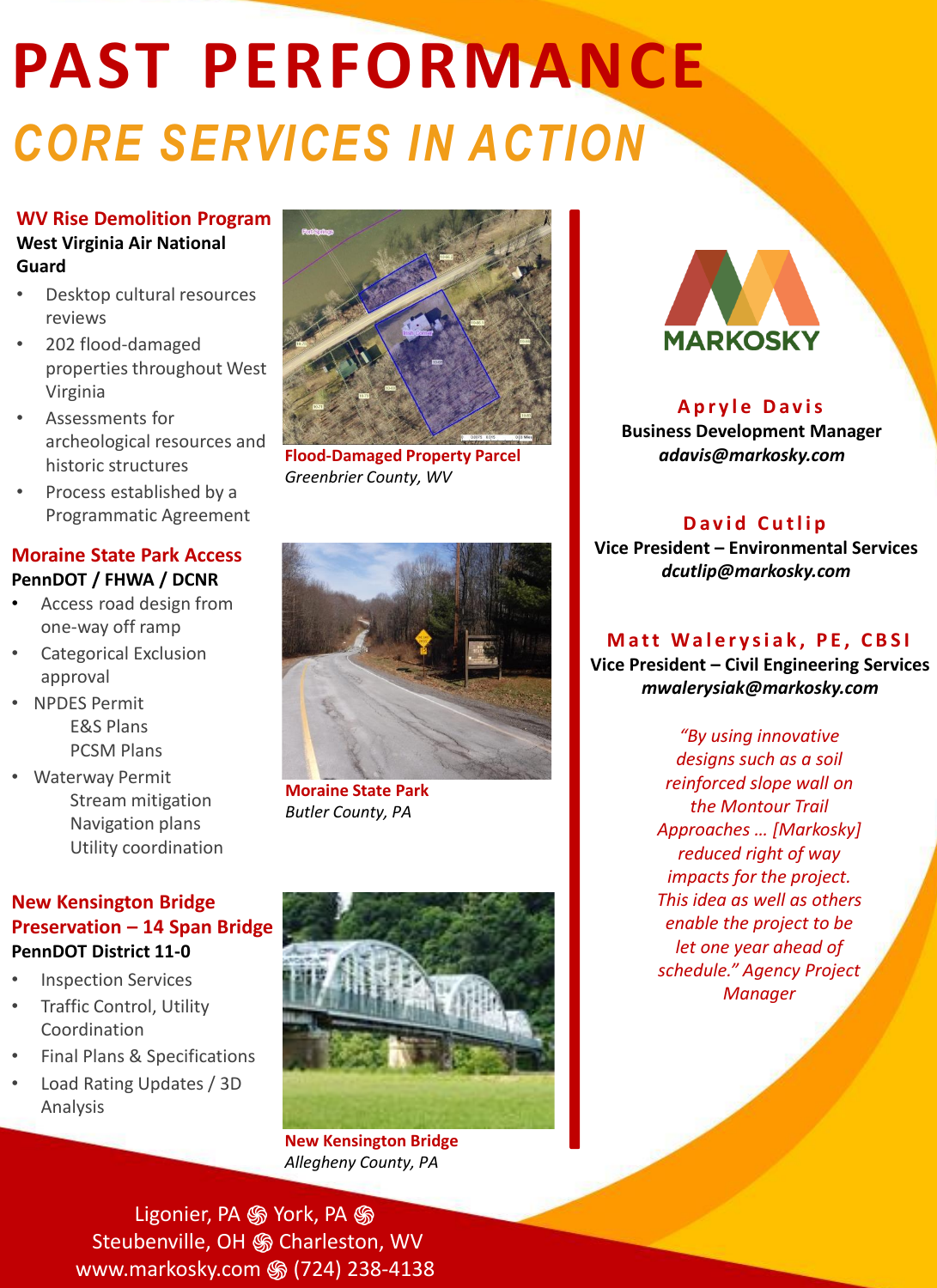# PAST PERFORMANCE

## *CORE SERVICES IN ACTION*

### WV Rise Demolition Program

**West Virginia Air National Guard**

- Desktop cultural resources reviews
- 202 flood-damaged properties throughout West Virginia
- Assessments for archeological resources and historic structures
- Process established by a Programmatic Agreement

**Flood-Damaged Property Parcel**
*Greenbrier County, WV*

### Moraine State Park Access

**PennDOT / FHWA / DCNR**

- Access road design from one-way off ramp
- Categorical Exclusion approval
- NPDES Permit
  - E&S Plans
  - PCSM Plans
- Waterway Permit
  - Stream mitigation
  - Navigation plans
  - Utility coordination

**Moraine State Park**
*Butler County, PA*

### New Kensington Bridge Preservation – 14 Span Bridge

**PennDOT District 11-0**

- Inspection Services
- Traffic Control, Utility Coordination
- Final Plans & Specifications
- Load Rating Updates / 3D Analysis

**New Kensington Bridge**
*Allegheny County, PA*

MARKOSKY

**Apryle Davis**
**Business Development Manager**
***adavis@markosky.com***

**David Cutlip**
**Vice President – Environmental Services**
***dcutlip@markosky.com***

**Matt Walerysiak, PE, CBSI**
**Vice President – Civil Engineering Services**
***mwalerysiak@markosky.com***

*"By using innovative designs such as a soil reinforced slope wall on the Montour Trail Approaches … [Markosky] reduced right of way impacts for the project. This idea as well as others enable the project to be let one year ahead of schedule." Agency Project Manager*

Ligonier, PA ֍ York, PA ֍
Steubenville, OH ֍ Charleston, WV
www.markosky.com ֍ (724) 238-4138